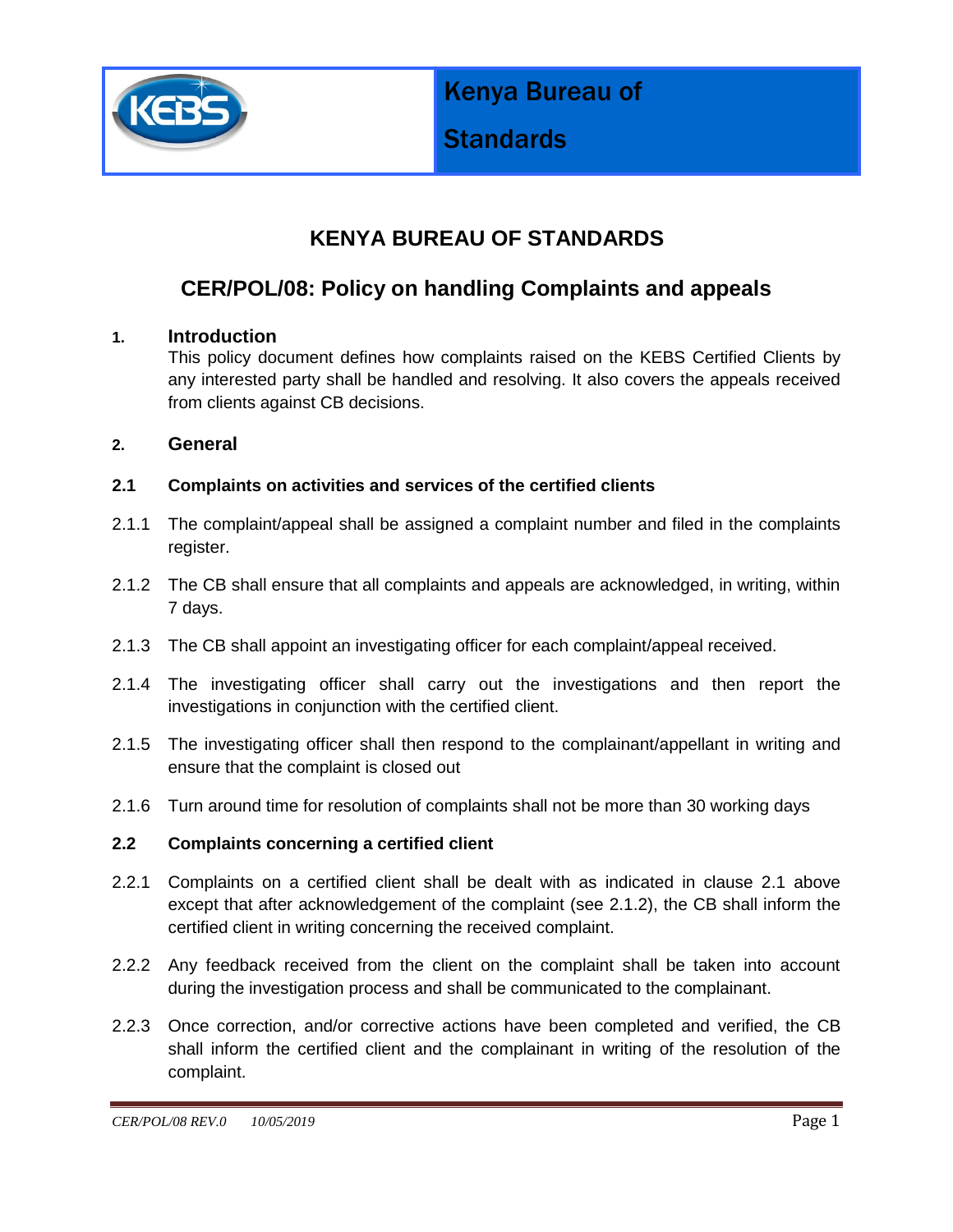Kenya Bureau of Standards

# KENYA BUREAU OF STANDARDS

## CER/POL/08: Policy on handling Complaints and appeals

### 1. Introduction

This policy document defines how complaints raised on the KEBS Certified Clients by any interested party shall be handled and resolving. It also covers the appeals received from clients against CB decisions.

### 2. General

#### 2.1 Complaints on activities and services of the certified clients

2.1.1 The complaint/appeal shall be assigned a complaint number and filed in the complaints register.

2.1.2 The CB shall ensure that all complaints and appeals are acknowledged, in writing, within 7 days.

2.1.3 The CB shall appoint an investigating officer for each complaint/appeal received.

2.1.4 The investigating officer shall carry out the investigations and then report the investigations in conjunction with the certified client.

2.1.5 The investigating officer shall then respond to the complainant/appellant in writing and ensure that the complaint is closed out

2.1.6 Turn around time for resolution of complaints shall not be more than 30 working days

#### 2.2 Complaints concerning a certified client

2.2.1 Complaints on a certified client shall be dealt with as indicated in clause 2.1 above except that after acknowledgement of the complaint (see 2.1.2), the CB shall inform the certified client in writing concerning the received complaint.

2.2.2 Any feedback received from the client on the complaint shall be taken into account during the investigation process and shall be communicated to the complainant.

2.2.3 Once correction, and/or corrective actions have been completed and verified, the CB shall inform the certified client and the complainant in writing of the resolution of the complaint.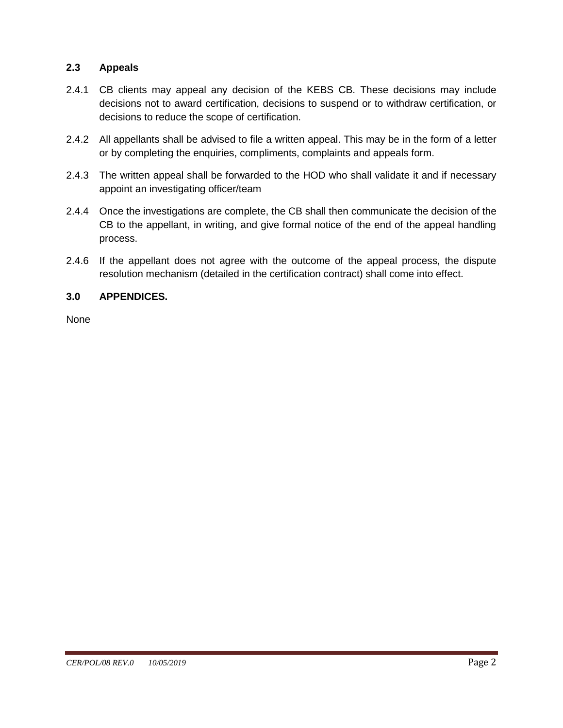### 2.3 Appeals

2.4.1 CB clients may appeal any decision of the KEBS CB. These decisions may include decisions not to award certification, decisions to suspend or to withdraw certification, or decisions to reduce the scope of certification.

2.4.2 All appellants shall be advised to file a written appeal. This may be in the form of a letter or by completing the enquiries, compliments, complaints and appeals form.

2.4.3 The written appeal shall be forwarded to the HOD who shall validate it and if necessary appoint an investigating officer/team

2.4.4 Once the investigations are complete, the CB shall then communicate the decision of the CB to the appellant, in writing, and give formal notice of the end of the appeal handling process.

2.4.6 If the appellant does not agree with the outcome of the appeal process, the dispute resolution mechanism (detailed in the certification contract) shall come into effect.

## 3.0 APPENDICES.

None